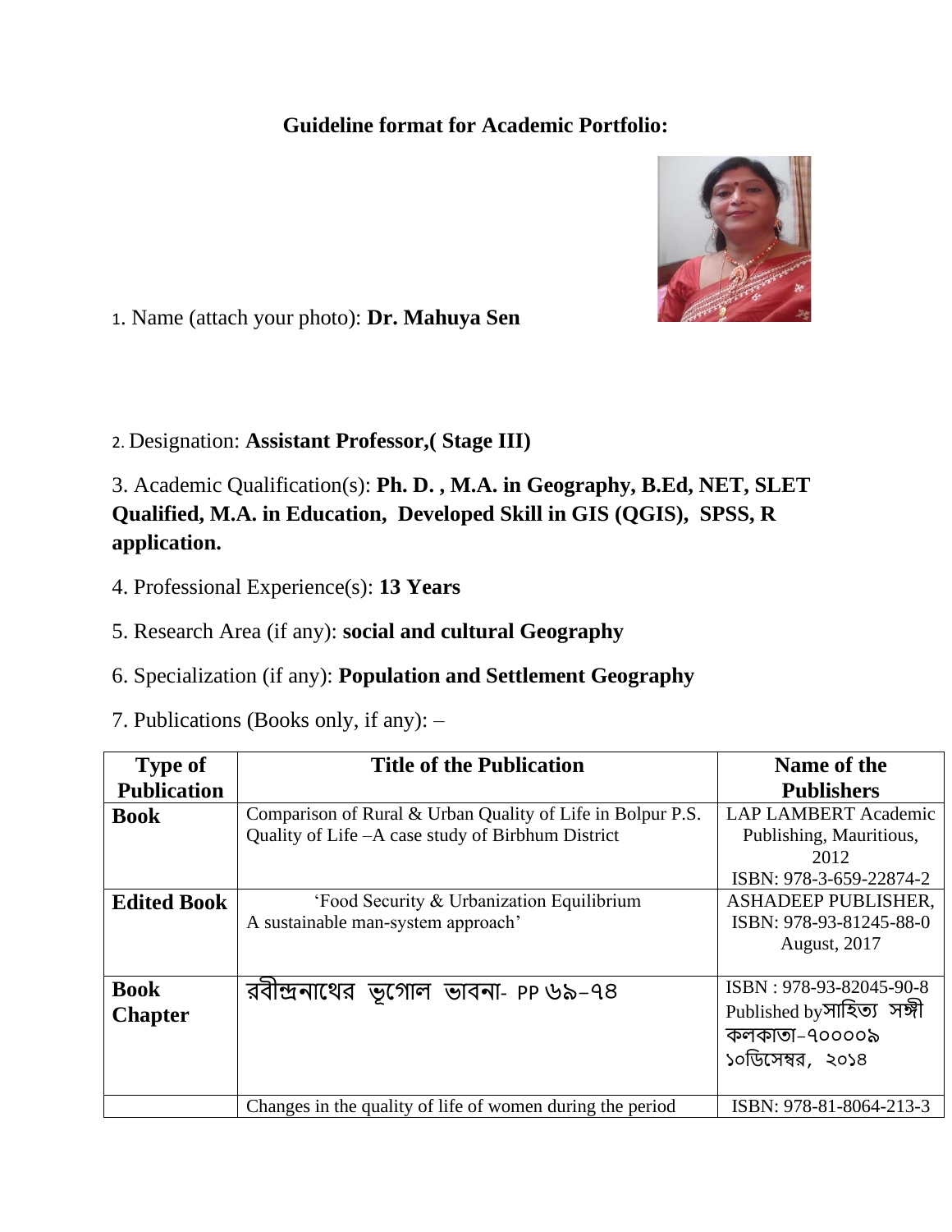**Guideline format for Academic Portfolio:**

1. Name (attach your photo): **Dr. Mahuya Sen**

2. Designation: **Assistant Professor,( Stage III)**

3. Academic Qualification(s): **Ph. D. , M.A. in Geography, B.Ed, NET, SLET Qualified, M.A. in Education, Developed Skill in GIS (QGIS), SPSS, R application.**

4. Professional Experience(s): **13 Years**

5. Research Area (if any): **social and cultural Geography**

6. Specialization (if any): **Population and Settlement Geography**

7. Publications (Books only, if any): –

| Type of Publication | Title of the Publication | Name of the Publishers |
|---|---|---|
| **Book** | Comparison of Rural & Urban Quality of Life in Bolpur P.S. Quality of Life –A case study of Birbhum District | LAP LAMBERT Academic Publishing, Mauritious, 2012 ISBN: 978-3-659-22874-2 |
| **Edited Book** | 'Food Security & Urbanization Equilibrium A sustainable man-system approach' | ASHADEEP PUBLISHER, ISBN: 978-93-81245-88-0 August, 2017 |
| **Book Chapter** | রবীন্দ্রনাথের ভূগোল ভাবনা- PP ৬৯–৭৪ | ISBN : 978-93-82045-90-8 Published by সাহিত্য সঙ্গী কলকাতা–৭০০০০৯ ১০ডিসেম্বর, ২০১৪ |
| | Changes in the quality of life of women during the period | ISBN: 978-81-8064-213-3 |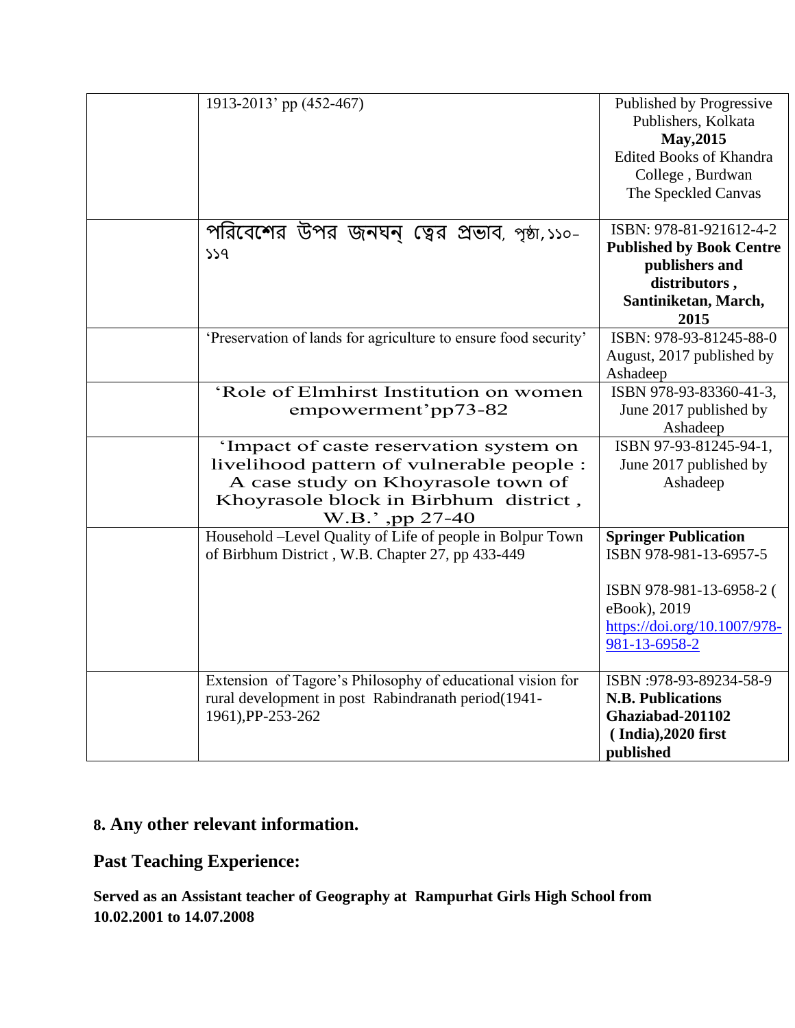| | | |
|---|---|---|
| | 1913-2013' pp (452-467) | Published by Progressive Publishers, Kolkata **May,2015** Edited Books of Khandra College , Burdwan The Speckled Canvas |
| | পরিবেশের উপর জনঘন্ ত্বের প্রভাব, পৃষ্ঠা,১১০-১১৭ | ISBN: 978-81-921612-4-2 **Published by Book Centre publishers and distributors , Santiniketan, March, 2015** |
| | 'Preservation of lands for agriculture to ensure food security' | ISBN: 978-93-81245-88-0 August, 2017 published by Ashadeep |
| | 'Role of Elmhirst Institution on women empowerment'pp73-82 | ISBN 978-93-83360-41-3, June 2017 published by Ashadeep |
| | 'Impact of caste reservation system on livelihood pattern of vulnerable people : A case study on Khoyrasole town of Khoyrasole block in Birbhum district , W.B.' ,pp 27-40 | ISBN 97-93-81245-94-1, June 2017 published by Ashadeep |
| | Household –Level Quality of Life of people in Bolpur Town of Birbhum District , W.B. Chapter 27, pp 433-449 | **Springer Publication** ISBN 978-981-13-6957-5<br><br>ISBN 978-981-13-6958-2 ( eBook), 2019 https://doi.org/10.1007/978-981-13-6958-2 |
| | Extension of Tagore's Philosophy of educational vision for rural development in post Rabindranath period(1941-1961),PP-253-262 | ISBN :978-93-89234-58-9 **N.B. Publications Ghaziabad-201102 ( India),2020 first published** |

## 8. Any other relevant information.

## Past Teaching Experience:

**Served as an Assistant teacher of Geography at Rampurhat Girls High School from 10.02.2001 to 14.07.2008**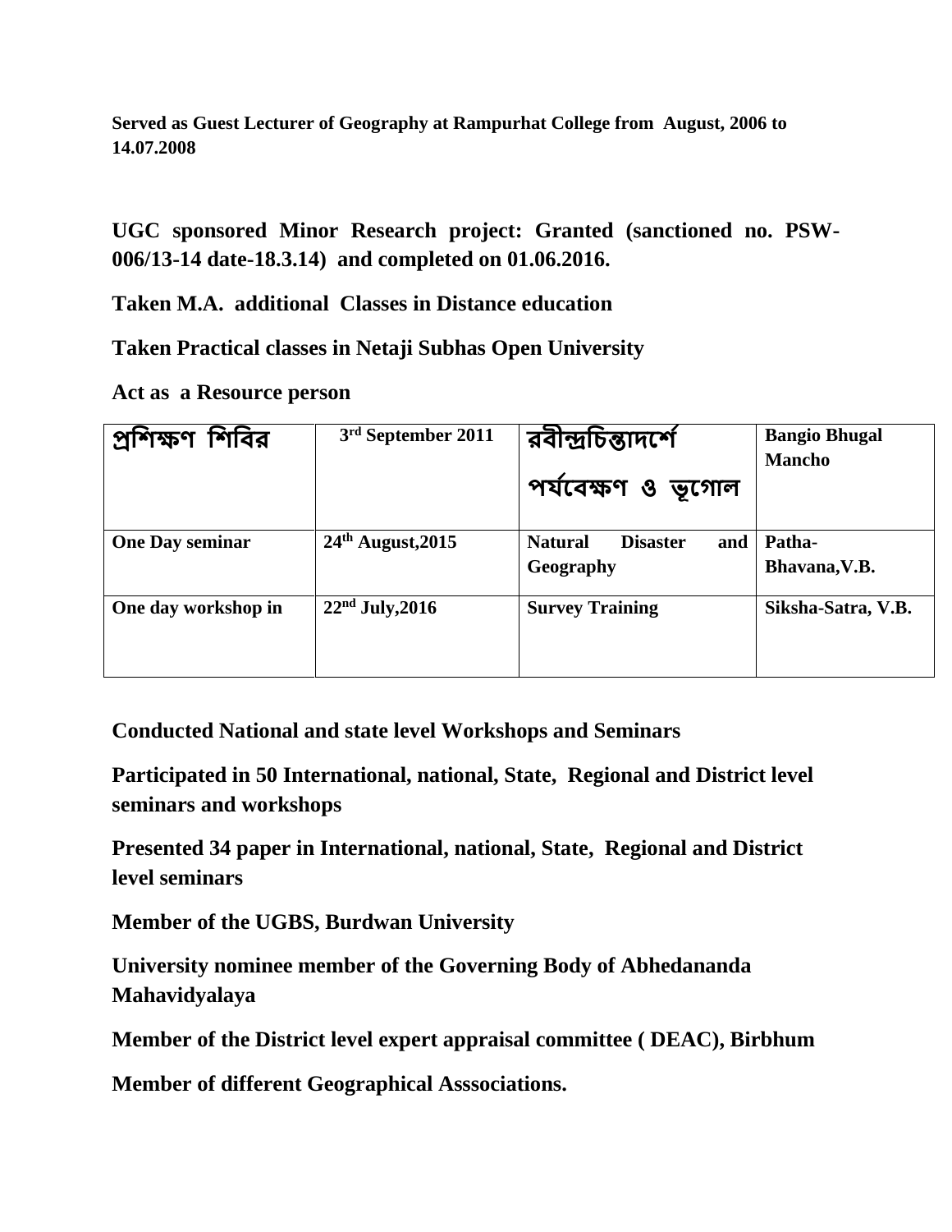**Served as Guest Lecturer of Geography at Rampurhat College from August, 2006 to 14.07.2008**

**UGC sponsored Minor Research project: Granted (sanctioned no. PSW-006/13-14 date-18.3.14) and completed on 01.06.2016.**

**Taken M.A. additional Classes in Distance education**

**Taken Practical classes in Netaji Subhas Open University**

**Act as a Resource person**

| | | | |
|---|---|---|---|
| প্রশিক্ষণ শিবির | 3rd September 2011 | রবীন্দ্রচিন্তাদর্শে পর্যবেক্ষণ ও ভূগোল | Bangio Bhugal Mancho |
| One Day seminar | 24th August,2015 | Natural Disaster and Geography | Patha-Bhavana,V.B. |
| One day workshop in | 22nd July,2016 | Survey Training | Siksha-Satra, V.B. |

**Conducted National and state level Workshops and Seminars**

**Participated in 50 International, national, State, Regional and District level seminars and workshops**

**Presented 34 paper in International, national, State, Regional and District level seminars**

**Member of the UGBS, Burdwan University**

**University nominee member of the Governing Body of Abhedananda Mahavidyalaya**

**Member of the District level expert appraisal committee ( DEAC), Birbhum**

**Member of different Geographical Asssociations.**